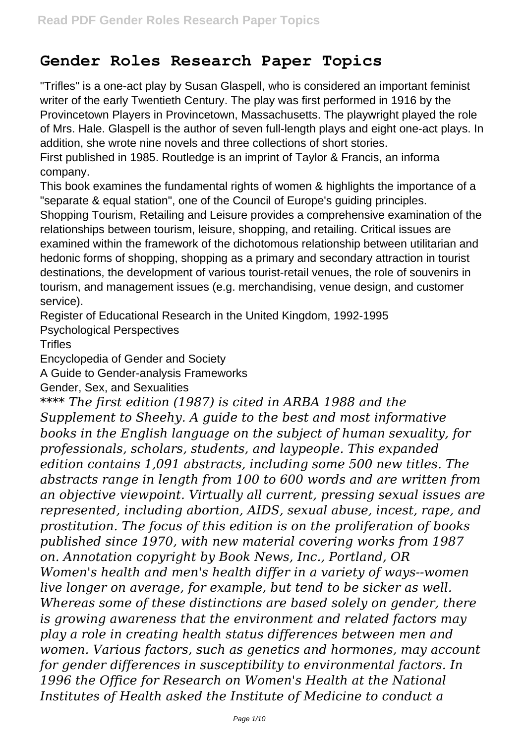# Gender Roles Research Paper Topics

"Trifles" is a one-act play by Susan Glaspell, who is considered an important feminist writer of the early Twentieth Century. The play was first performed in 1916 by the Provincetown Players in Provincetown, Massachusetts. The playwright played the role of Mrs. Hale. Glaspell is the author of seven full-length plays and eight one-act plays. In addition, she wrote nine novels and three collections of short stories.

First published in 1985. Routledge is an imprint of Taylor & Francis, an informa company.

This book examines the fundamental rights of women & highlights the importance of a "separate & equal station", one of the Council of Europe's guiding principles.

Shopping Tourism, Retailing and Leisure provides a comprehensive examination of the relationships between tourism, leisure, shopping, and retailing. Critical issues are examined within the framework of the dichotomous relationship between utilitarian and hedonic forms of shopping, shopping as a primary and secondary attraction in tourist destinations, the development of various tourist-retail venues, the role of souvenirs in tourism, and management issues (e.g. merchandising, venue design, and customer service).

Register of Educational Research in the United Kingdom, 1992-1995

Psychological Perspectives

Trifles

Encyclopedia of Gender and Society

A Guide to Gender-analysis Frameworks

Gender, Sex, and Sexualities

*\*\*\*\* The first edition (1987) is cited in ARBA 1988 and the Supplement to Sheehy. A guide to the best and most informative books in the English language on the subject of human sexuality, for professionals, scholars, students, and laypeople. This expanded edition contains 1,091 abstracts, including some 500 new titles. The abstracts range in length from 100 to 600 words and are written from an objective viewpoint. Virtually all current, pressing sexual issues are represented, including abortion, AIDS, sexual abuse, incest, rape, and prostitution. The focus of this edition is on the proliferation of books published since 1970, with new material covering works from 1987 on. Annotation copyright by Book News, Inc., Portland, OR*

*Women's health and men's health differ in a variety of ways--women live longer on average, for example, but tend to be sicker as well. Whereas some of these distinctions are based solely on gender, there is growing awareness that the environment and related factors may play a role in creating health status differences between men and women. Various factors, such as genetics and hormones, may account for gender differences in susceptibility to environmental factors. In 1996 the Office for Research on Women's Health at the National Institutes of Health asked the Institute of Medicine to conduct a*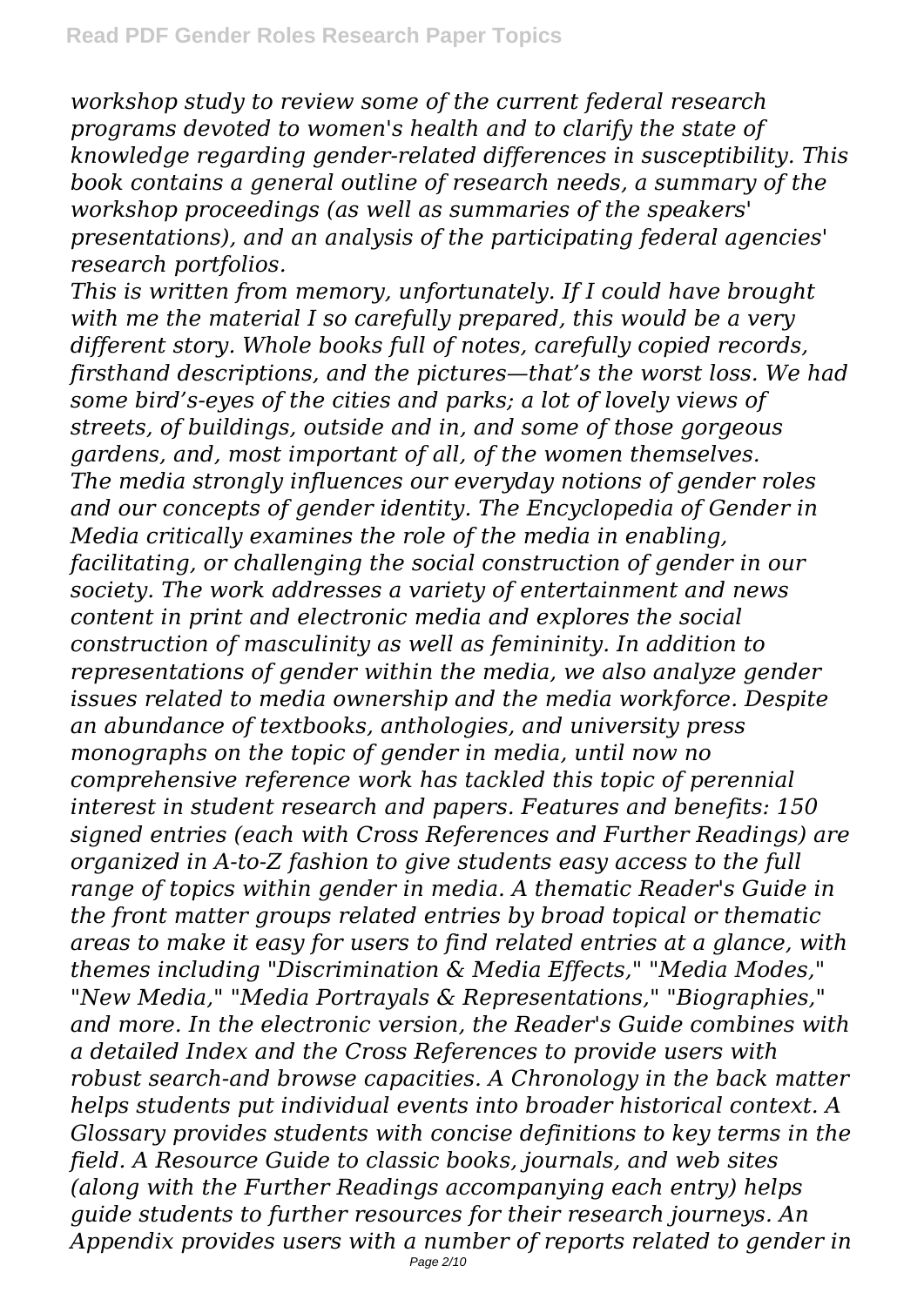*workshop study to review some of the current federal research programs devoted to women's health and to clarify the state of knowledge regarding gender-related differences in susceptibility. This book contains a general outline of research needs, a summary of the workshop proceedings (as well as summaries of the speakers' presentations), and an analysis of the participating federal agencies' research portfolios.*

*This is written from memory, unfortunately. If I could have brought with me the material I so carefully prepared, this would be a very different story. Whole books full of notes, carefully copied records, firsthand descriptions, and the pictures—that's the worst loss. We had some bird's-eyes of the cities and parks; a lot of lovely views of streets, of buildings, outside and in, and some of those gorgeous gardens, and, most important of all, of the women themselves.*

*The media strongly influences our everyday notions of gender roles and our concepts of gender identity. The Encyclopedia of Gender in Media critically examines the role of the media in enabling, facilitating, or challenging the social construction of gender in our society. The work addresses a variety of entertainment and news content in print and electronic media and explores the social construction of masculinity as well as femininity. In addition to representations of gender within the media, we also analyze gender issues related to media ownership and the media workforce. Despite an abundance of textbooks, anthologies, and university press monographs on the topic of gender in media, until now no comprehensive reference work has tackled this topic of perennial interest in student research and papers. Features and benefits: 150 signed entries (each with Cross References and Further Readings) are organized in A-to-Z fashion to give students easy access to the full range of topics within gender in media. A thematic Reader's Guide in the front matter groups related entries by broad topical or thematic areas to make it easy for users to find related entries at a glance, with themes including "Discrimination & Media Effects," "Media Modes," "New Media," "Media Portrayals & Representations," "Biographies," and more. In the electronic version, the Reader's Guide combines with a detailed Index and the Cross References to provide users with robust search-and browse capacities. A Chronology in the back matter helps students put individual events into broader historical context. A Glossary provides students with concise definitions to key terms in the field. A Resource Guide to classic books, journals, and web sites (along with the Further Readings accompanying each entry) helps guide students to further resources for their research journeys. An Appendix provides users with a number of reports related to gender in*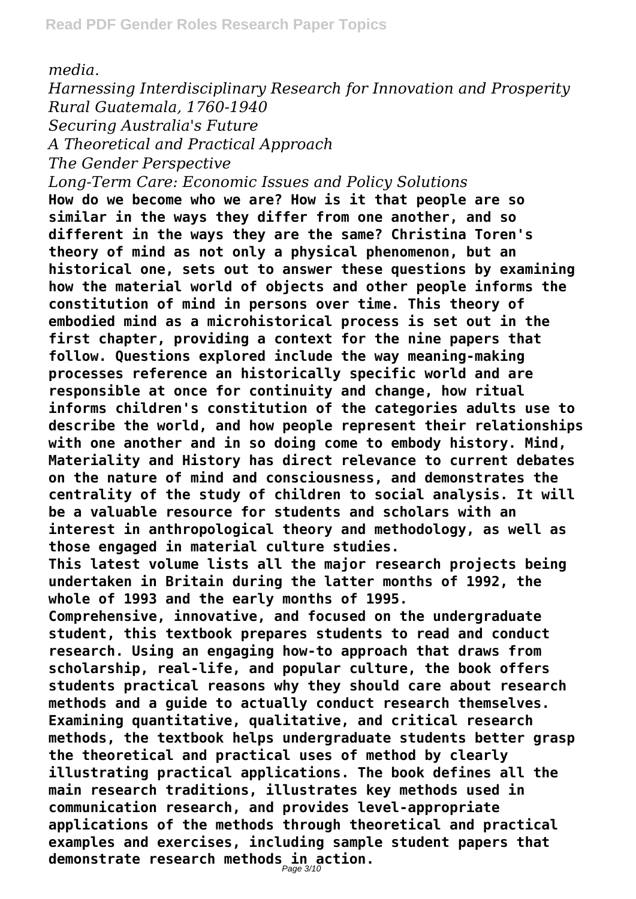*media.*

*Harnessing Interdisciplinary Research for Innovation and Prosperity*

*Rural Guatemala, 1760-1940*

*Securing Australia's Future*

*A Theoretical and Practical Approach*

*The Gender Perspective*

*Long-Term Care: Economic Issues and Policy Solutions*

**How do we become who we are? How is it that people are so similar in the ways they differ from one another, and so different in the ways they are the same? Christina Toren's theory of mind as not only a physical phenomenon, but an historical one, sets out to answer these questions by examining how the material world of objects and other people informs the constitution of mind in persons over time. This theory of embodied mind as a microhistorical process is set out in the first chapter, providing a context for the nine papers that follow. Questions explored include the way meaning-making processes reference an historically specific world and are responsible at once for continuity and change, how ritual informs children's constitution of the categories adults use to describe the world, and how people represent their relationships with one another and in so doing come to embody history. Mind, Materiality and History has direct relevance to current debates on the nature of mind and consciousness, and demonstrates the centrality of the study of children to social analysis. It will be a valuable resource for students and scholars with an interest in anthropological theory and methodology, as well as those engaged in material culture studies.**

**This latest volume lists all the major research projects being undertaken in Britain during the latter months of 1992, the whole of 1993 and the early months of 1995.**

**Comprehensive, innovative, and focused on the undergraduate student, this textbook prepares students to read and conduct research. Using an engaging how-to approach that draws from scholarship, real-life, and popular culture, the book offers students practical reasons why they should care about research methods and a guide to actually conduct research themselves. Examining quantitative, qualitative, and critical research methods, the textbook helps undergraduate students better grasp the theoretical and practical uses of method by clearly illustrating practical applications. The book defines all the main research traditions, illustrates key methods used in communication research, and provides level-appropriate applications of the methods through theoretical and practical examples and exercises, including sample student papers that demonstrate research methods in action.**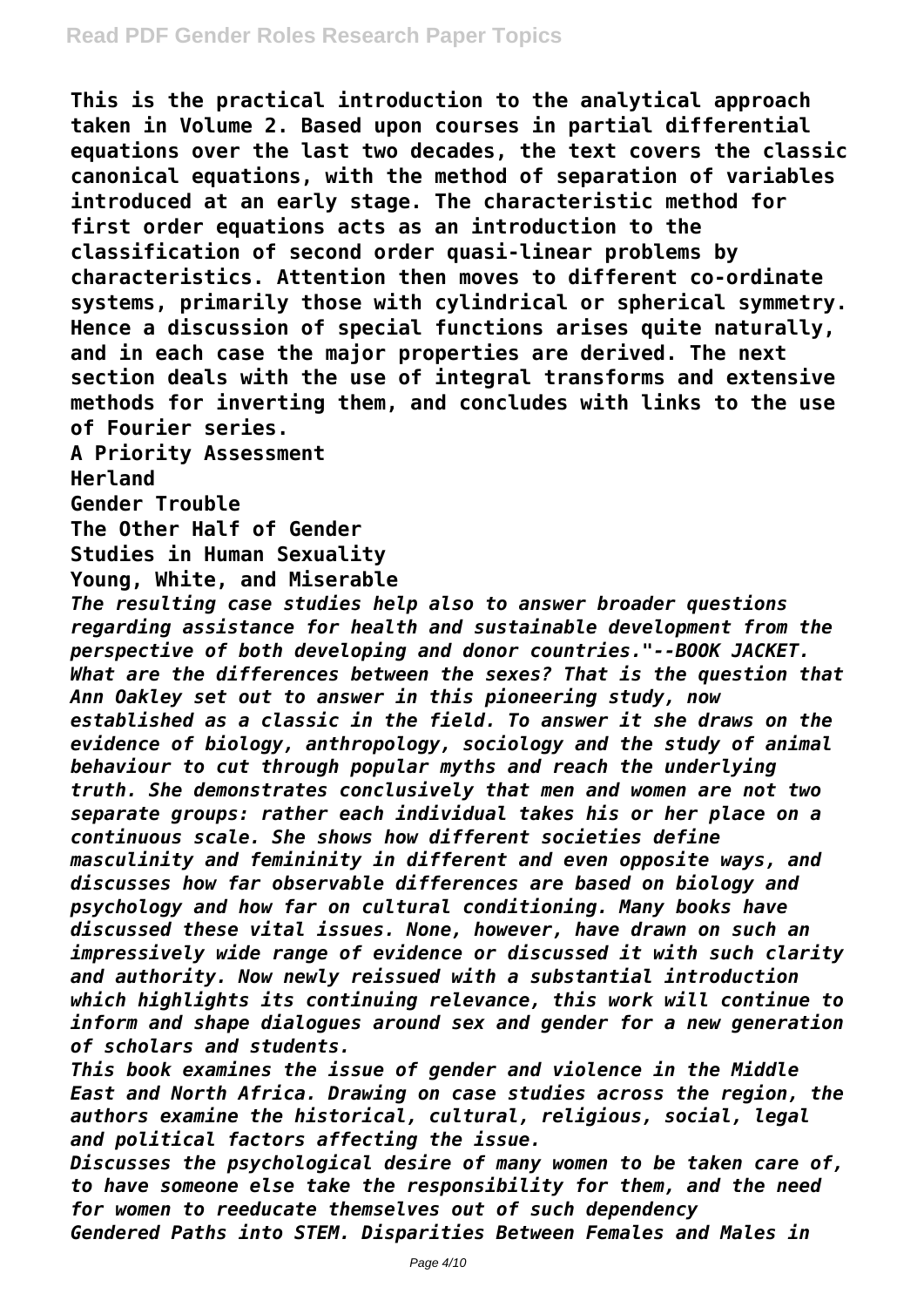**This is the practical introduction to the analytical approach taken in Volume 2. Based upon courses in partial differential equations over the last two decades, the text covers the classic canonical equations, with the method of separation of variables introduced at an early stage. The characteristic method for first order equations acts as an introduction to the classification of second order quasi-linear problems by characteristics. Attention then moves to different co-ordinate systems, primarily those with cylindrical or spherical symmetry. Hence a discussion of special functions arises quite naturally, and in each case the major properties are derived. The next section deals with the use of integral transforms and extensive methods for inverting them, and concludes with links to the use of Fourier series.**

**A Priority Assessment**

**Herland**

**Gender Trouble**

**The Other Half of Gender**

**Studies in Human Sexuality**

**Young, White, and Miserable**

***The resulting case studies help also to answer broader questions regarding assistance for health and sustainable development from the perspective of both developing and donor countries."--BOOK JACKET.***

***What are the differences between the sexes? That is the question that Ann Oakley set out to answer in this pioneering study, now established as a classic in the field. To answer it she draws on the evidence of biology, anthropology, sociology and the study of animal behaviour to cut through popular myths and reach the underlying truth. She demonstrates conclusively that men and women are not two separate groups: rather each individual takes his or her place on a continuous scale. She shows how different societies define masculinity and femininity in different and even opposite ways, and discusses how far observable differences are based on biology and psychology and how far on cultural conditioning. Many books have discussed these vital issues. None, however, have drawn on such an impressively wide range of evidence or discussed it with such clarity and authority. Now newly reissued with a substantial introduction which highlights its continuing relevance, this work will continue to inform and shape dialogues around sex and gender for a new generation of scholars and students.***

***This book examines the issue of gender and violence in the Middle East and North Africa. Drawing on case studies across the region, the authors examine the historical, cultural, religious, social, legal and political factors affecting the issue.***

***Discusses the psychological desire of many women to be taken care of, to have someone else take the responsibility for them, and the need for women to reeducate themselves out of such dependency***

***Gendered Paths into STEM. Disparities Between Females and Males in***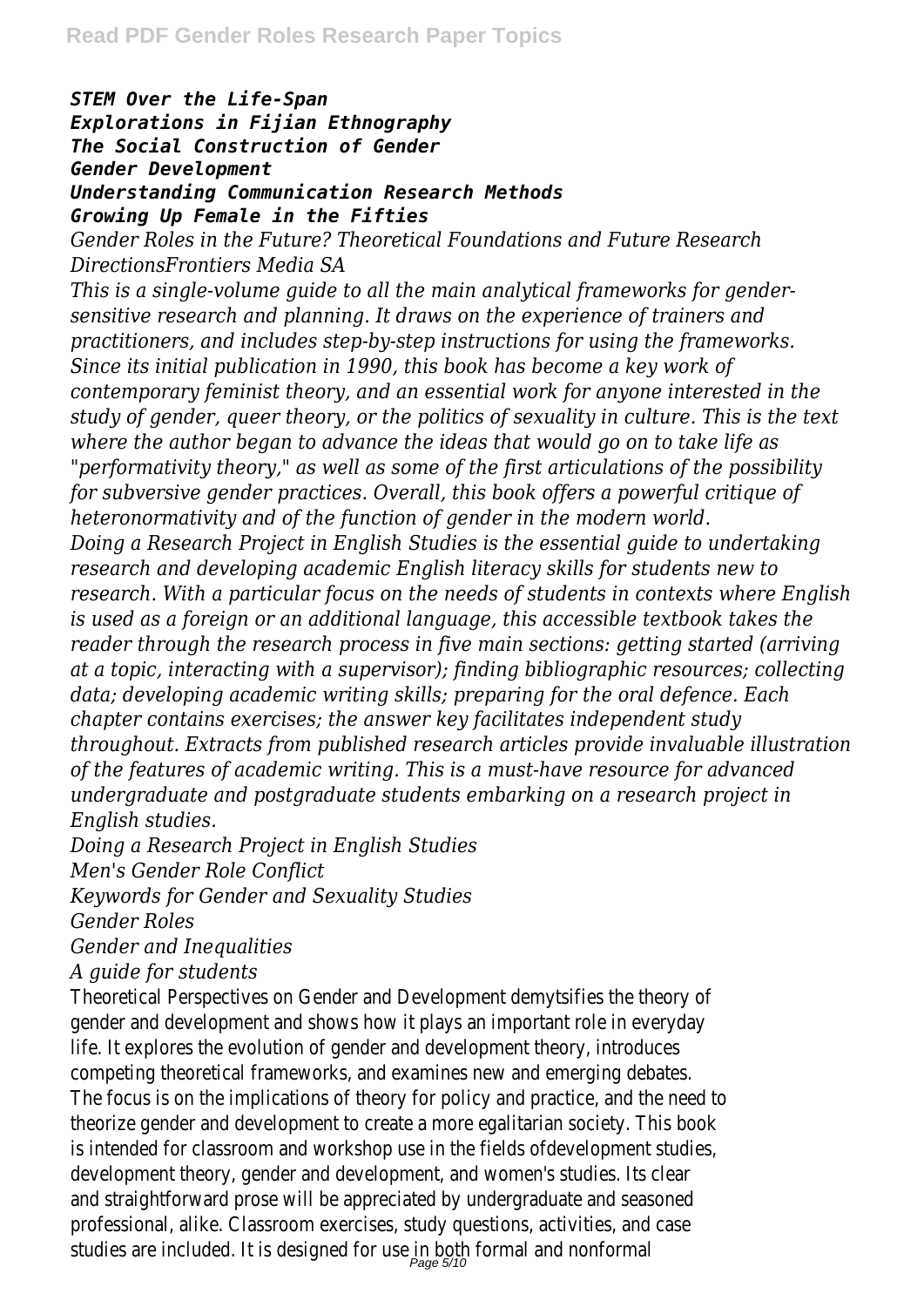*STEM Over the Life-Span*
*Explorations in Fijian Ethnography*
*The Social Construction of Gender*
*Gender Development*
*Understanding Communication Research Methods*
*Growing Up Female in the Fifties*

*Gender Roles in the Future? Theoretical Foundations and Future Research DirectionsFrontiers Media SA*

*This is a single-volume guide to all the main analytical frameworks for gender-sensitive research and planning. It draws on the experience of trainers and practitioners, and includes step-by-step instructions for using the frameworks. Since its initial publication in 1990, this book has become a key work of contemporary feminist theory, and an essential work for anyone interested in the study of gender, queer theory, or the politics of sexuality in culture. This is the text where the author began to advance the ideas that would go on to take life as "performativity theory," as well as some of the first articulations of the possibility for subversive gender practices. Overall, this book offers a powerful critique of heteronormativity and of the function of gender in the modern world.*

*Doing a Research Project in English Studies is the essential guide to undertaking research and developing academic English literacy skills for students new to research. With a particular focus on the needs of students in contexts where English is used as a foreign or an additional language, this accessible textbook takes the reader through the research process in five main sections: getting started (arriving at a topic, interacting with a supervisor); finding bibliographic resources; collecting data; developing academic writing skills; preparing for the oral defence. Each chapter contains exercises; the answer key facilitates independent study throughout. Extracts from published research articles provide invaluable illustration of the features of academic writing. This is a must-have resource for advanced undergraduate and postgraduate students embarking on a research project in English studies.*

*Doing a Research Project in English Studies*
*Men's Gender Role Conflict*
*Keywords for Gender and Sexuality Studies*
*Gender Roles*
*Gender and Inequalities*
*A guide for students*

Theoretical Perspectives on Gender and Development demytsifies the theory of gender and development and shows how it plays an important role in everyday life. It explores the evolution of gender and development theory, introduces competing theoretical frameworks, and examines new and emerging debates. The focus is on the implications of theory for policy and practice, and the need to theorize gender and development to create a more egalitarian society. This book is intended for classroom and workshop use in the fields ofdevelopment studies, development theory, gender and development, and women's studies. Its clear and straightforward prose will be appreciated by undergraduate and seasoned professional, alike. Classroom exercises, study questions, activities, and case studies are included. It is designed for use in both formal and nonformal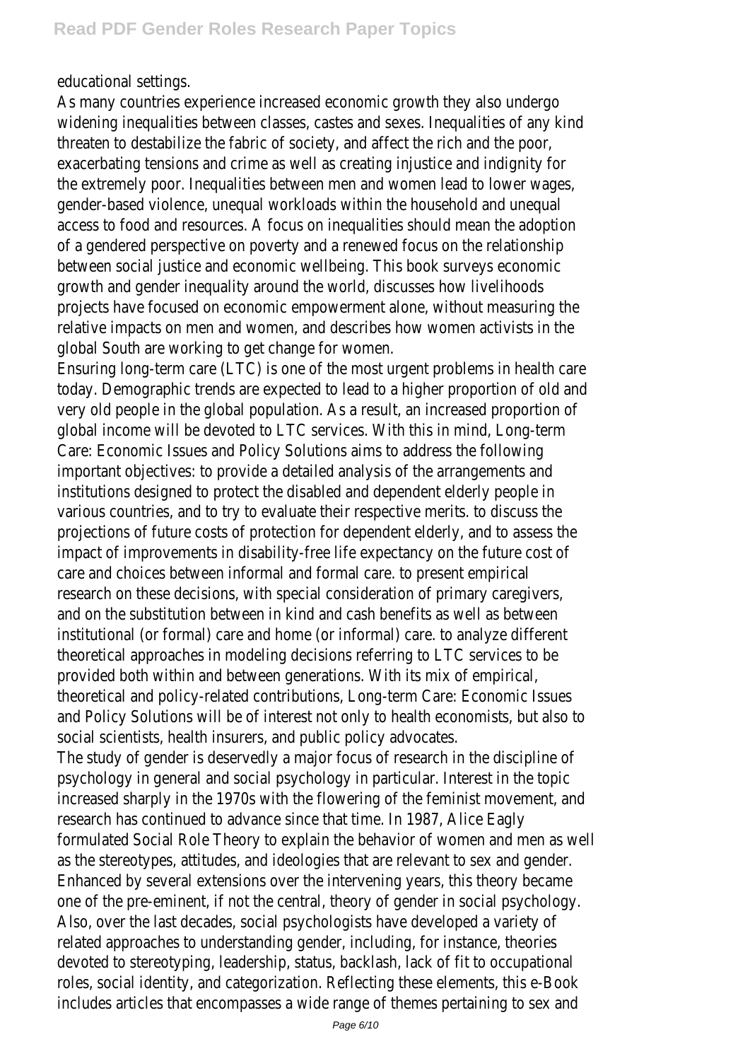educational settings.

As many countries experience increased economic growth they also undergo widening inequalities between classes, castes and sexes. Inequalities of any kind threaten to destabilize the fabric of society, and affect the rich and the poor, exacerbating tensions and crime as well as creating injustice and indignity for the extremely poor. Inequalities between men and women lead to lower wages, gender-based violence, unequal workloads within the household and unequal access to food and resources. A focus on inequalities should mean the adoption of a gendered perspective on poverty and a renewed focus on the relationship between social justice and economic wellbeing. This book surveys economic growth and gender inequality around the world, discusses how livelihoods projects have focused on economic empowerment alone, without measuring the relative impacts on men and women, and describes how women activists in the global South are working to get change for women.

Ensuring long-term care (LTC) is one of the most urgent problems in health care today. Demographic trends are expected to lead to a higher proportion of old and very old people in the global population. As a result, an increased proportion of global income will be devoted to LTC services. With this in mind, Long-term Care: Economic Issues and Policy Solutions aims to address the following important objectives: to provide a detailed analysis of the arrangements and institutions designed to protect the disabled and dependent elderly people in various countries, and to try to evaluate their respective merits. to discuss the projections of future costs of protection for dependent elderly, and to assess the impact of improvements in disability-free life expectancy on the future cost of care and choices between informal and formal care. to present empirical research on these decisions, with special consideration of primary caregivers, and on the substitution between in kind and cash benefits as well as between institutional (or formal) care and home (or informal) care. to analyze different theoretical approaches in modeling decisions referring to LTC services to be provided both within and between generations. With its mix of empirical, theoretical and policy-related contributions, Long-term Care: Economic Issues and Policy Solutions will be of interest not only to health economists, but also to social scientists, health insurers, and public policy advocates.

The study of gender is deservedly a major focus of research in the discipline of psychology in general and social psychology in particular. Interest in the topic increased sharply in the 1970s with the flowering of the feminist movement, and research has continued to advance since that time. In 1987, Alice Eagly formulated Social Role Theory to explain the behavior of women and men as well as the stereotypes, attitudes, and ideologies that are relevant to sex and gender. Enhanced by several extensions over the intervening years, this theory became one of the pre-eminent, if not the central, theory of gender in social psychology. Also, over the last decades, social psychologists have developed a variety of related approaches to understanding gender, including, for instance, theories devoted to stereotyping, leadership, status, backlash, lack of fit to occupational roles, social identity, and categorization. Reflecting these elements, this e-Book includes articles that encompasses a wide range of themes pertaining to sex and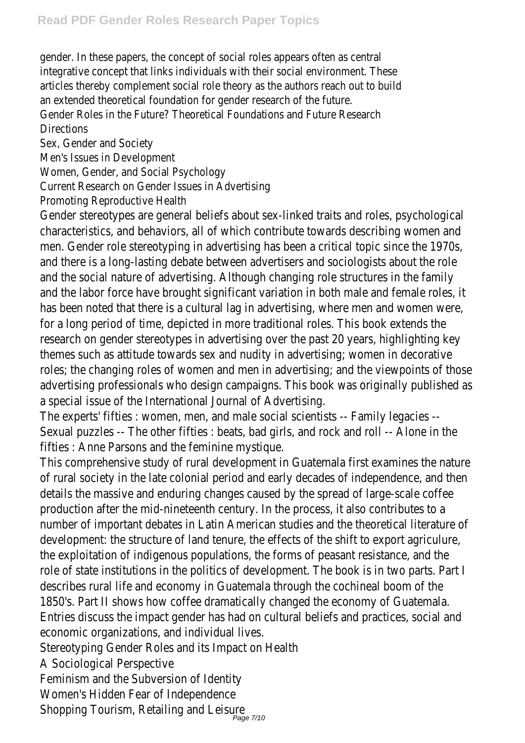gender. In these papers, the concept of social roles appears often as central integrative concept that links individuals with their social environment. These articles thereby complement social role theory as the authors reach out to build an extended theoretical foundation for gender research of the future.

Gender Roles in the Future? Theoretical Foundations and Future Research Directions

Sex, Gender and Society

Men's Issues in Development

Women, Gender, and Social Psychology

Current Research on Gender Issues in Advertising

Promoting Reproductive Health

Gender stereotypes are general beliefs about sex-linked traits and roles, psychological characteristics, and behaviors, all of which contribute towards describing women and men. Gender role stereotyping in advertising has been a critical topic since the 1970s, and there is a long-lasting debate between advertisers and sociologists about the role and the social nature of advertising. Although changing role structures in the family and the labor force have brought significant variation in both male and female roles, it has been noted that there is a cultural lag in advertising, where men and women were, for a long period of time, depicted in more traditional roles. This book extends the research on gender stereotypes in advertising over the past 20 years, highlighting key themes such as attitude towards sex and nudity in advertising; women in decorative roles; the changing roles of women and men in advertising; and the viewpoints of those advertising professionals who design campaigns. This book was originally published as a special issue of the International Journal of Advertising.

The experts' fifties : women, men, and male social scientists -- Family legacies -- Sexual puzzles -- The other fifties : beats, bad girls, and rock and roll -- Alone in the fifties : Anne Parsons and the feminine mystique.

This comprehensive study of rural development in Guatemala first examines the nature of rural society in the late colonial period and early decades of independence, and then details the massive and enduring changes caused by the spread of large-scale coffee production after the mid-nineteenth century. In the process, it also contributes to a number of important debates in Latin American studies and the theoretical literature of development: the structure of land tenure, the effects of the shift to export agriculure, the exploitation of indigenous populations, the forms of peasant resistance, and the role of state institutions in the politics of development. The book is in two parts. Part I describes rural life and economy in Guatemala through the cochineal boom of the 1850's. Part II shows how coffee dramatically changed the economy of Guatemala.

Entries discuss the impact gender has had on cultural beliefs and practices, social and economic organizations, and individual lives.

Stereotyping Gender Roles and its Impact on Health

A Sociological Perspective

Feminism and the Subversion of Identity

Women's Hidden Fear of Independence

Shopping Tourism, Retailing and Leisure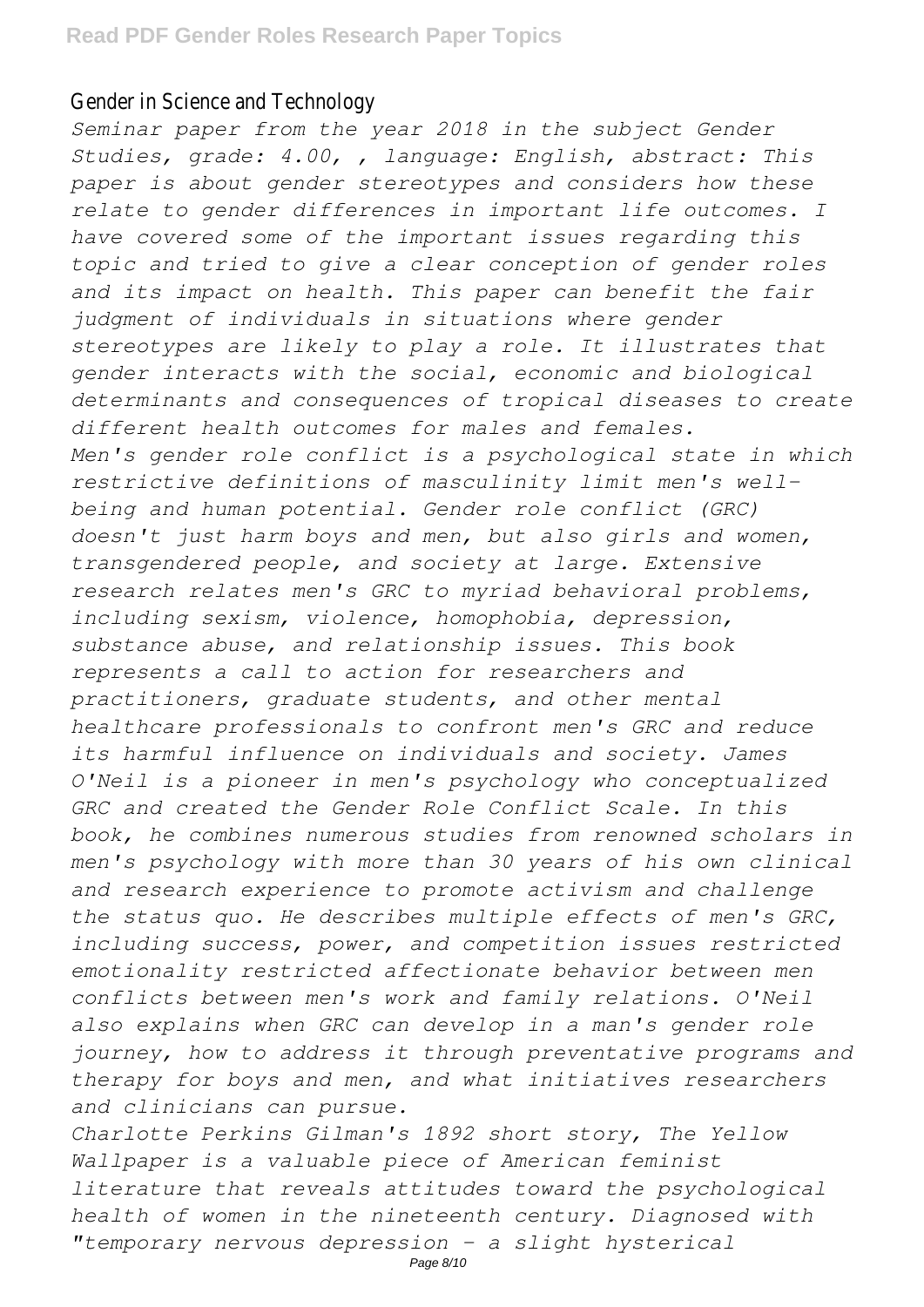Gender in Science and Technology

*Seminar paper from the year 2018 in the subject Gender Studies, grade: 4.00, , language: English, abstract: This paper is about gender stereotypes and considers how these relate to gender differences in important life outcomes. I have covered some of the important issues regarding this topic and tried to give a clear conception of gender roles and its impact on health. This paper can benefit the fair judgment of individuals in situations where gender stereotypes are likely to play a role. It illustrates that gender interacts with the social, economic and biological determinants and consequences of tropical diseases to create different health outcomes for males and females.*

*Men's gender role conflict is a psychological state in which restrictive definitions of masculinity limit men's well-being and human potential. Gender role conflict (GRC) doesn't just harm boys and men, but also girls and women, transgendered people, and society at large. Extensive research relates men's GRC to myriad behavioral problems, including sexism, violence, homophobia, depression, substance abuse, and relationship issues. This book represents a call to action for researchers and practitioners, graduate students, and other mental healthcare professionals to confront men's GRC and reduce its harmful influence on individuals and society. James O'Neil is a pioneer in men's psychology who conceptualized GRC and created the Gender Role Conflict Scale. In this book, he combines numerous studies from renowned scholars in men's psychology with more than 30 years of his own clinical and research experience to promote activism and challenge the status quo. He describes multiple effects of men's GRC, including success, power, and competition issues restricted emotionality restricted affectionate behavior between men conflicts between men's work and family relations. O'Neil also explains when GRC can develop in a man's gender role journey, how to address it through preventative programs and therapy for boys and men, and what initiatives researchers and clinicians can pursue.*

*Charlotte Perkins Gilman's 1892 short story, The Yellow Wallpaper is a valuable piece of American feminist literature that reveals attitudes toward the psychological health of women in the nineteenth century. Diagnosed with "temporary nervous depression - a slight hysterical*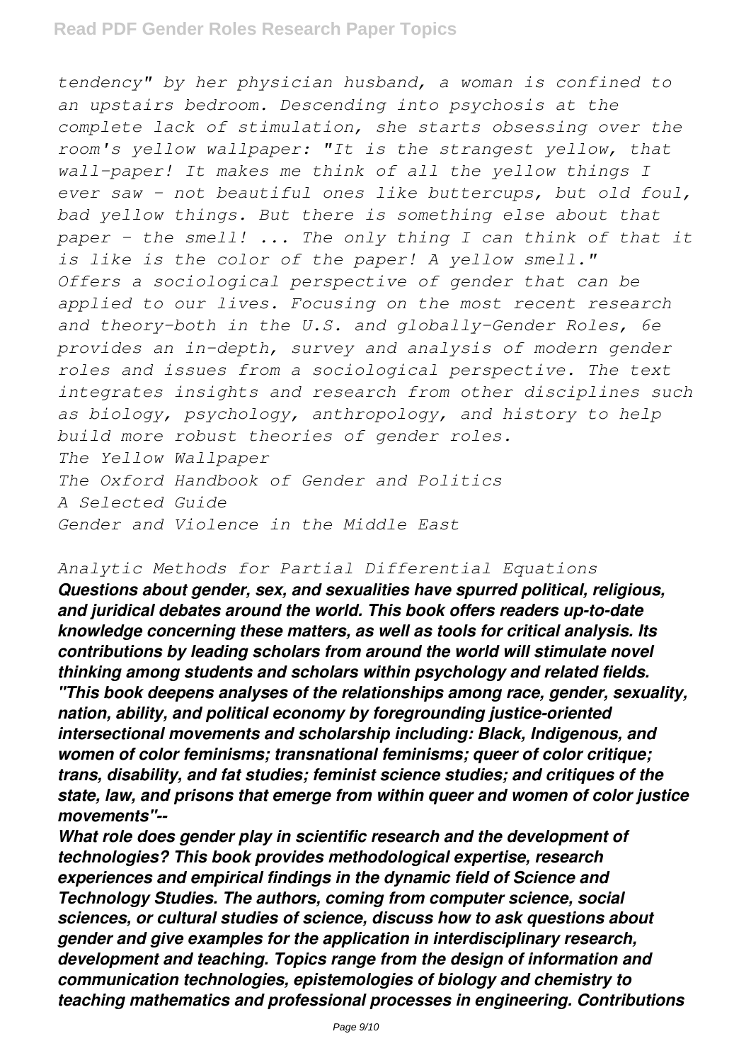*tendency" by her physician husband, a woman is confined to an upstairs bedroom. Descending into psychosis at the complete lack of stimulation, she starts obsessing over the room's yellow wallpaper: "It is the strangest yellow, that wall-paper! It makes me think of all the yellow things I ever saw - not beautiful ones like buttercups, but old foul, bad yellow things. But there is something else about that paper - the smell! ... The only thing I can think of that it is like is the color of the paper! A yellow smell."*
*Offers a sociological perspective of gender that can be applied to our lives. Focusing on the most recent research and theory-both in the U.S. and globally-Gender Roles, 6e provides an in-depth, survey and analysis of modern gender roles and issues from a sociological perspective. The text integrates insights and research from other disciplines such as biology, psychology, anthropology, and history to help build more robust theories of gender roles.*
*The Yellow Wallpaper*
*The Oxford Handbook of Gender and Politics*
*A Selected Guide*
*Gender and Violence in the Middle East*

*Analytic Methods for Partial Differential Equations*
***Questions about gender, sex, and sexualities have spurred political, religious, and juridical debates around the world. This book offers readers up-to-date knowledge concerning these matters, as well as tools for critical analysis. Its contributions by leading scholars from around the world will stimulate novel thinking among students and scholars within psychology and related fields.***
***"This book deepens analyses of the relationships among race, gender, sexuality, nation, ability, and political economy by foregrounding justice-oriented intersectional movements and scholarship including: Black, Indigenous, and women of color feminisms; transnational feminisms; queer of color critique; trans, disability, and fat studies; feminist science studies; and critiques of the state, law, and prisons that emerge from within queer and women of color justice movements"--***
***What role does gender play in scientific research and the development of technologies? This book provides methodological expertise, research experiences and empirical findings in the dynamic field of Science and Technology Studies. The authors, coming from computer science, social sciences, or cultural studies of science, discuss how to ask questions about gender and give examples for the application in interdisciplinary research, development and teaching. Topics range from the design of information and communication technologies, epistemologies of biology and chemistry to teaching mathematics and professional processes in engineering. Contributions***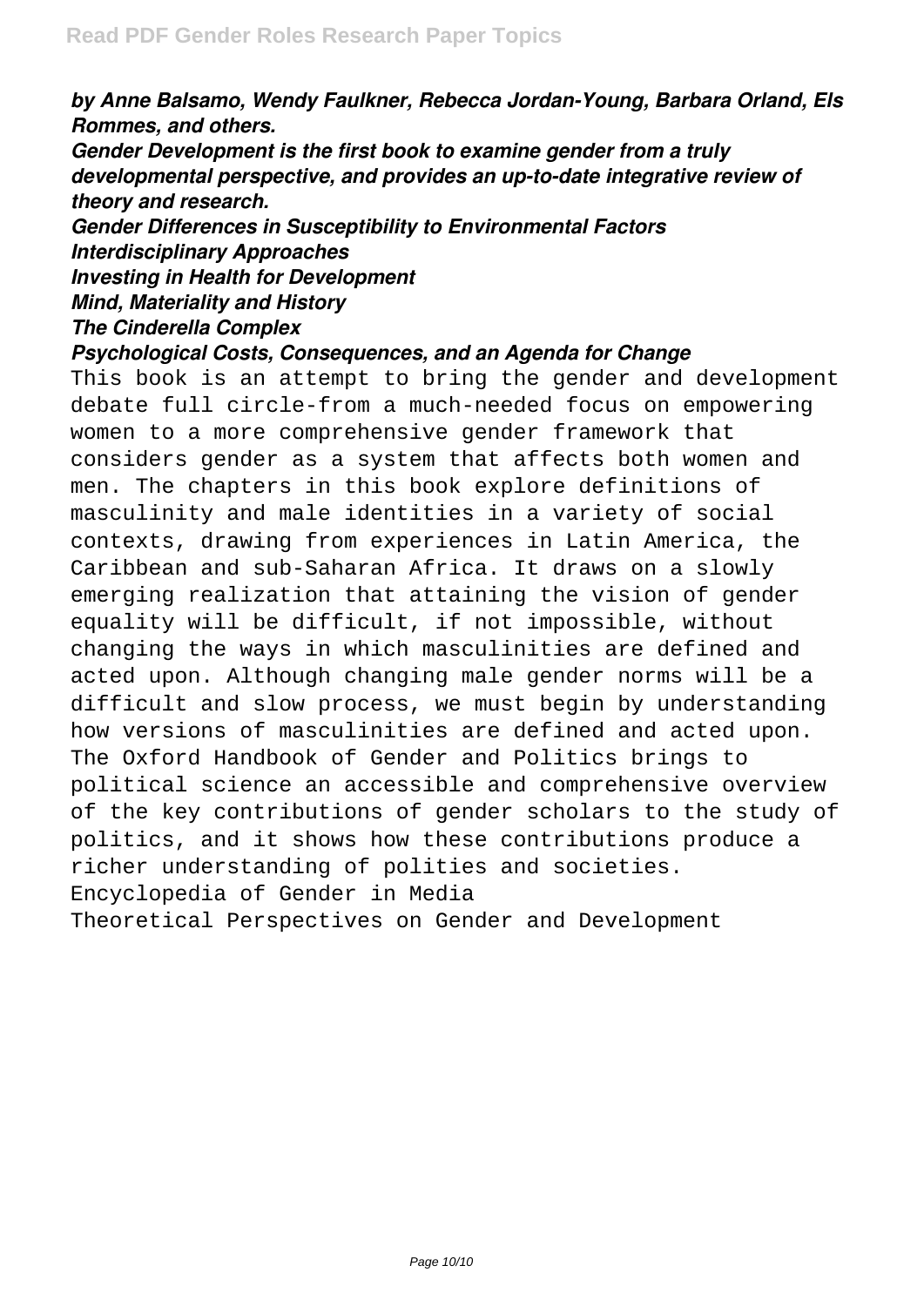***by Anne Balsamo, Wendy Faulkner, Rebecca Jordan-Young, Barbara Orland, Els Rommes, and others.***

***Gender Development is the first book to examine gender from a truly developmental perspective, and provides an up-to-date integrative review of theory and research.***

***Gender Differences in Susceptibility to Environmental Factors***

***Interdisciplinary Approaches***

***Investing in Health for Development***

***Mind, Materiality and History***

***The Cinderella Complex***

***Psychological Costs, Consequences, and an Agenda for Change***

This book is an attempt to bring the gender and development debate full circle-from a much-needed focus on empowering women to a more comprehensive gender framework that considers gender as a system that affects both women and men. The chapters in this book explore definitions of masculinity and male identities in a variety of social contexts, drawing from experiences in Latin America, the Caribbean and sub-Saharan Africa. It draws on a slowly emerging realization that attaining the vision of gender equality will be difficult, if not impossible, without changing the ways in which masculinities are defined and acted upon. Although changing male gender norms will be a difficult and slow process, we must begin by understanding how versions of masculinities are defined and acted upon.

The Oxford Handbook of Gender and Politics brings to political science an accessible and comprehensive overview of the key contributions of gender scholars to the study of politics, and it shows how these contributions produce a richer understanding of polities and societies.

Encyclopedia of Gender in Media

Theoretical Perspectives on Gender and Development